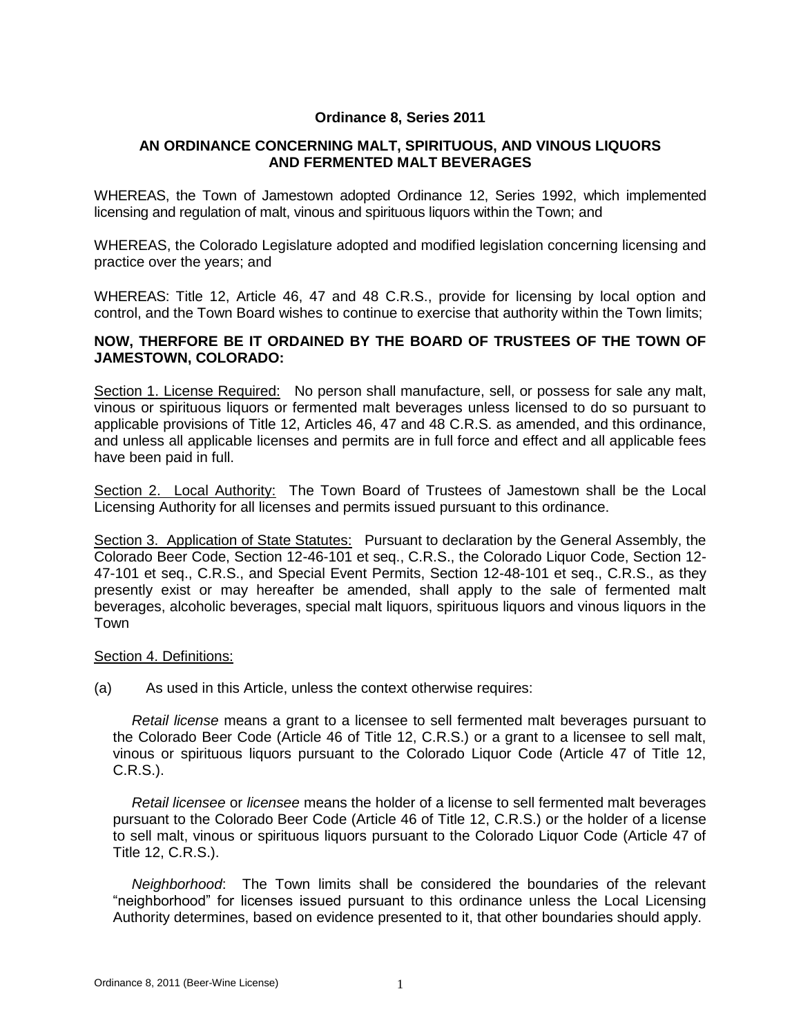**Ordinance 8, Series 2011**

**AN ORDINANCE CONCERNING MALT, SPIRITUOUS, AND VINOUS LIQUORS AND FERMENTED MALT BEVERAGES**

WHEREAS, the Town of Jamestown adopted Ordinance 12, Series 1992, which implemented licensing and regulation of malt, vinous and spirituous liquors within the Town; and

WHEREAS, the Colorado Legislature adopted and modified legislation concerning licensing and practice over the years; and

WHEREAS: Title 12, Article 46, 47 and 48 C.R.S., provide for licensing by local option and control, and the Town Board wishes to continue to exercise that authority within the Town limits;

**NOW, THERFORE BE IT ORDAINED BY THE BOARD OF TRUSTEES OF THE TOWN OF JAMESTOWN, COLORADO:**

Section 1. License Required: No person shall manufacture, sell, or possess for sale any malt, vinous or spirituous liquors or fermented malt beverages unless licensed to do so pursuant to applicable provisions of Title 12, Articles 46, 47 and 48 C.R.S. as amended, and this ordinance, and unless all applicable licenses and permits are in full force and effect and all applicable fees have been paid in full.

Section 2. Local Authority: The Town Board of Trustees of Jamestown shall be the Local Licensing Authority for all licenses and permits issued pursuant to this ordinance.

Section 3. Application of State Statutes: Pursuant to declaration by the General Assembly, the Colorado Beer Code, Section 12-46-101 et seq., C.R.S., the Colorado Liquor Code, Section 12-47-101 et seq., C.R.S., and Special Event Permits, Section 12-48-101 et seq., C.R.S., as they presently exist or may hereafter be amended, shall apply to the sale of fermented malt beverages, alcoholic beverages, special malt liquors, spirituous liquors and vinous liquors in the Town

Section 4. Definitions:

(a) As used in this Article, unless the context otherwise requires:

*Retail license* means a grant to a licensee to sell fermented malt beverages pursuant to the Colorado Beer Code (Article 46 of Title 12, C.R.S.) or a grant to a licensee to sell malt, vinous or spirituous liquors pursuant to the Colorado Liquor Code (Article 47 of Title 12, C.R.S.).

*Retail licensee* or *licensee* means the holder of a license to sell fermented malt beverages pursuant to the Colorado Beer Code (Article 46 of Title 12, C.R.S.) or the holder of a license to sell malt, vinous or spirituous liquors pursuant to the Colorado Liquor Code (Article 47 of Title 12, C.R.S.).

*Neighborhood*: The Town limits shall be considered the boundaries of the relevant "neighborhood" for licenses issued pursuant to this ordinance unless the Local Licensing Authority determines, based on evidence presented to it, that other boundaries should apply.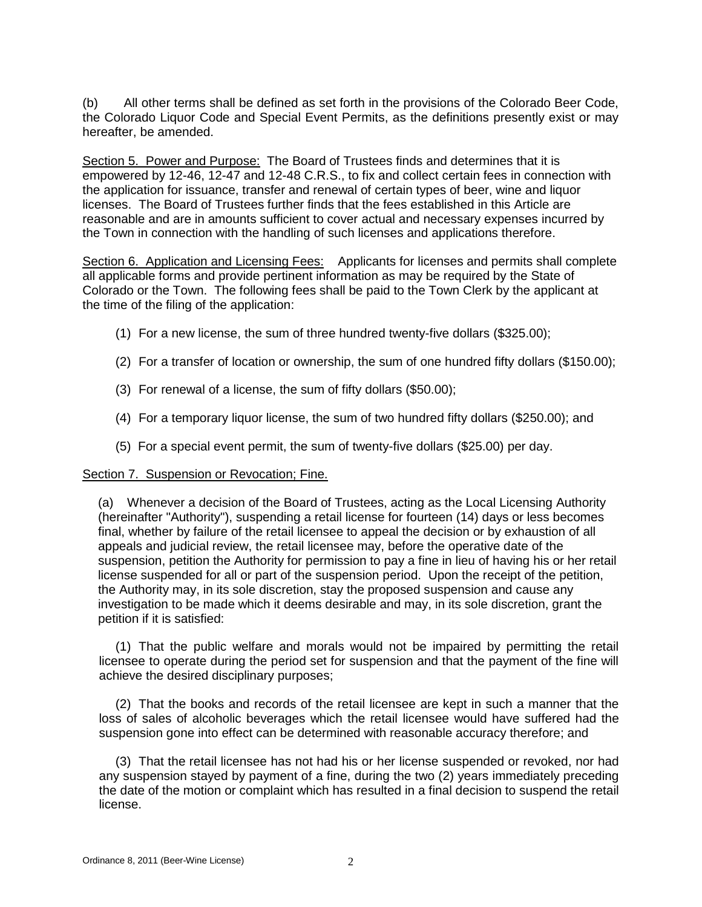(b) All other terms shall be defined as set forth in the provisions of the Colorado Beer Code, the Colorado Liquor Code and Special Event Permits, as the definitions presently exist or may hereafter, be amended.

Section 5. Power and Purpose: The Board of Trustees finds and determines that it is empowered by 12-46, 12-47 and 12-48 C.R.S., to fix and collect certain fees in connection with the application for issuance, transfer and renewal of certain types of beer, wine and liquor licenses. The Board of Trustees further finds that the fees established in this Article are reasonable and are in amounts sufficient to cover actual and necessary expenses incurred by the Town in connection with the handling of such licenses and applications therefore.

Section 6. Application and Licensing Fees: Applicants for licenses and permits shall complete all applicable forms and provide pertinent information as may be required by the State of Colorado or the Town. The following fees shall be paid to the Town Clerk by the applicant at the time of the filing of the application:

(1) For a new license, the sum of three hundred twenty-five dollars ($325.00);

(2) For a transfer of location or ownership, the sum of one hundred fifty dollars ($150.00);

(3) For renewal of a license, the sum of fifty dollars ($50.00);

(4) For a temporary liquor license, the sum of two hundred fifty dollars ($250.00); and

(5) For a special event permit, the sum of twenty-five dollars ($25.00) per day.

Section 7. Suspension or Revocation; Fine.

(a) Whenever a decision of the Board of Trustees, acting as the Local Licensing Authority (hereinafter "Authority"), suspending a retail license for fourteen (14) days or less becomes final, whether by failure of the retail licensee to appeal the decision or by exhaustion of all appeals and judicial review, the retail licensee may, before the operative date of the suspension, petition the Authority for permission to pay a fine in lieu of having his or her retail license suspended for all or part of the suspension period. Upon the receipt of the petition, the Authority may, in its sole discretion, stay the proposed suspension and cause any investigation to be made which it deems desirable and may, in its sole discretion, grant the petition if it is satisfied:

(1) That the public welfare and morals would not be impaired by permitting the retail licensee to operate during the period set for suspension and that the payment of the fine will achieve the desired disciplinary purposes;

(2) That the books and records of the retail licensee are kept in such a manner that the loss of sales of alcoholic beverages which the retail licensee would have suffered had the suspension gone into effect can be determined with reasonable accuracy therefore; and

(3) That the retail licensee has not had his or her license suspended or revoked, nor had any suspension stayed by payment of a fine, during the two (2) years immediately preceding the date of the motion or complaint which has resulted in a final decision to suspend the retail license.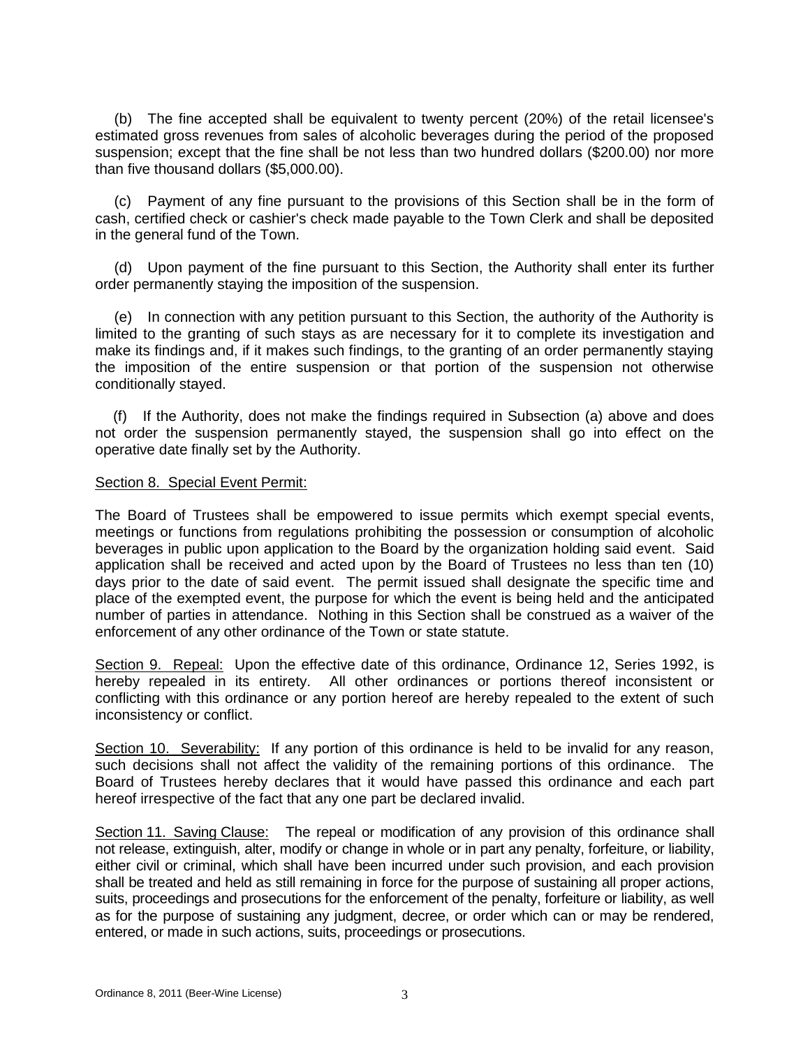(b) The fine accepted shall be equivalent to twenty percent (20%) of the retail licensee's estimated gross revenues from sales of alcoholic beverages during the period of the proposed suspension; except that the fine shall be not less than two hundred dollars ($200.00) nor more than five thousand dollars ($5,000.00).

(c) Payment of any fine pursuant to the provisions of this Section shall be in the form of cash, certified check or cashier's check made payable to the Town Clerk and shall be deposited in the general fund of the Town.

(d) Upon payment of the fine pursuant to this Section, the Authority shall enter its further order permanently staying the imposition of the suspension.

(e) In connection with any petition pursuant to this Section, the authority of the Authority is limited to the granting of such stays as are necessary for it to complete its investigation and make its findings and, if it makes such findings, to the granting of an order permanently staying the imposition of the entire suspension or that portion of the suspension not otherwise conditionally stayed.

(f) If the Authority, does not make the findings required in Subsection (a) above and does not order the suspension permanently stayed, the suspension shall go into effect on the operative date finally set by the Authority.

Section 8. Special Event Permit:

The Board of Trustees shall be empowered to issue permits which exempt special events, meetings or functions from regulations prohibiting the possession or consumption of alcoholic beverages in public upon application to the Board by the organization holding said event. Said application shall be received and acted upon by the Board of Trustees no less than ten (10) days prior to the date of said event. The permit issued shall designate the specific time and place of the exempted event, the purpose for which the event is being held and the anticipated number of parties in attendance. Nothing in this Section shall be construed as a waiver of the enforcement of any other ordinance of the Town or state statute.

Section 9. Repeal: Upon the effective date of this ordinance, Ordinance 12, Series 1992, is hereby repealed in its entirety. All other ordinances or portions thereof inconsistent or conflicting with this ordinance or any portion hereof are hereby repealed to the extent of such inconsistency or conflict.

Section 10. Severability: If any portion of this ordinance is held to be invalid for any reason, such decisions shall not affect the validity of the remaining portions of this ordinance. The Board of Trustees hereby declares that it would have passed this ordinance and each part hereof irrespective of the fact that any one part be declared invalid.

Section 11. Saving Clause: The repeal or modification of any provision of this ordinance shall not release, extinguish, alter, modify or change in whole or in part any penalty, forfeiture, or liability, either civil or criminal, which shall have been incurred under such provision, and each provision shall be treated and held as still remaining in force for the purpose of sustaining all proper actions, suits, proceedings and prosecutions for the enforcement of the penalty, forfeiture or liability, as well as for the purpose of sustaining any judgment, decree, or order which can or may be rendered, entered, or made in such actions, suits, proceedings or prosecutions.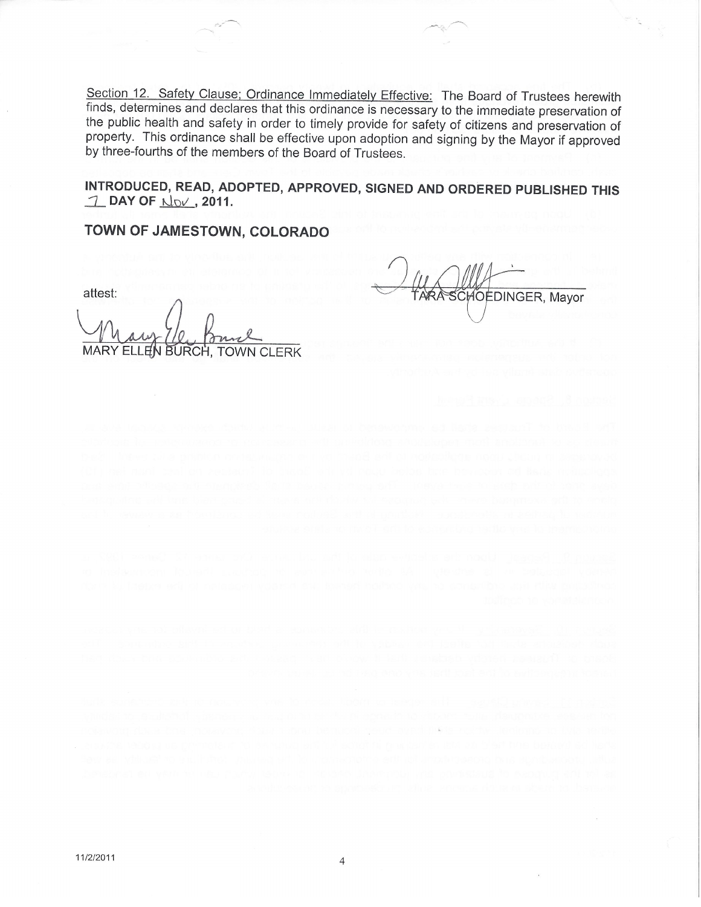<u>Section 12. Safety Clause; Ordinance Immediately Effective:</u> The Board of Trustees herewith finds, determines and declares that this ordinance is necessary to the immediate preservation of the public health and safety in order to timely provide for safety of citizens and preservation of property. This ordinance shall be effective upon adoption and signing by the Mayor if approved by three-fourths of the members of the Board of Trustees.

**INTRODUCED, READ, ADOPTED, APPROVED, SIGNED AND ORDERED PUBLISHED THIS 7 DAY OF Nov, 2011.**

**TOWN OF JAMESTOWN, COLORADO**

TARA SCHOEDINGER, Mayor

attest:

MARY ELLEN BURCH, TOWN CLERK

11/2/2011